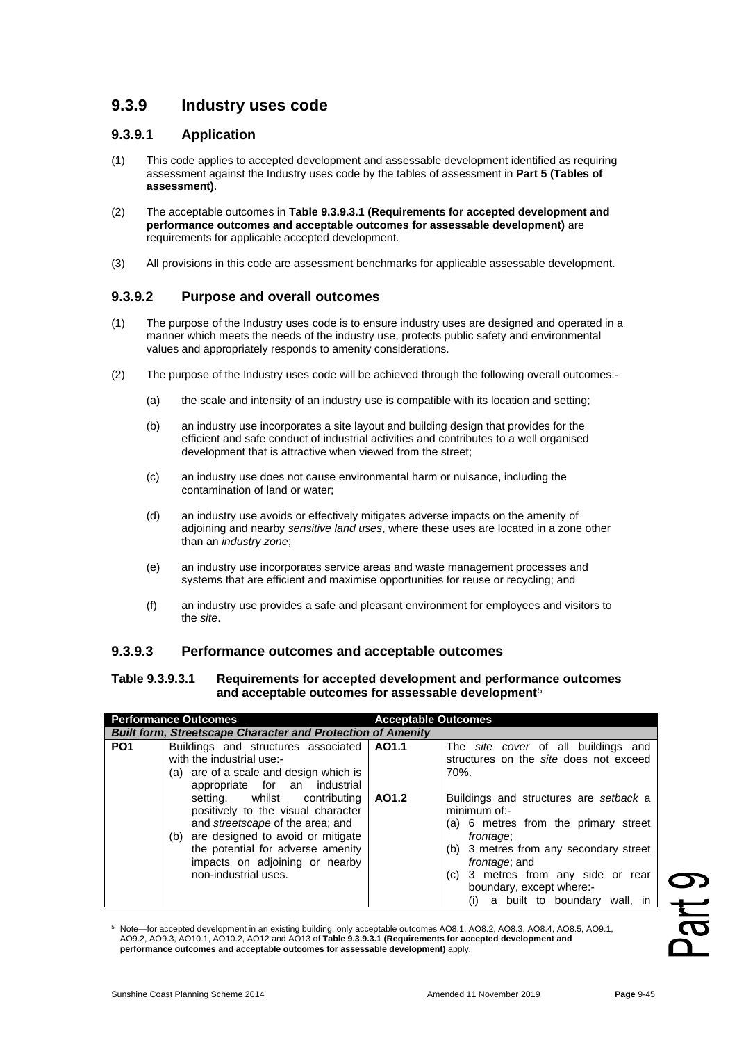# 9.3.9 Industry uses code

## 9.3.9.1 Application

(1) This code applies to accepted development and assessable development identified as requiring assessment against the Industry uses code by the tables of assessment in **Part 5 (Tables of assessment)**.

(2) The acceptable outcomes in **Table 9.3.9.3.1 (Requirements for accepted development and performance outcomes and acceptable outcomes for assessable development)** are requirements for applicable accepted development.

(3) All provisions in this code are assessment benchmarks for applicable assessable development.

## 9.3.9.2 Purpose and overall outcomes

(1) The purpose of the Industry uses code is to ensure industry uses are designed and operated in a manner which meets the needs of the industry use, protects public safety and environmental values and appropriately responds to amenity considerations.

(2) The purpose of the Industry uses code will be achieved through the following overall outcomes:-

(a) the scale and intensity of an industry use is compatible with its location and setting;

(b) an industry use incorporates a site layout and building design that provides for the efficient and safe conduct of industrial activities and contributes to a well organised development that is attractive when viewed from the street;

(c) an industry use does not cause environmental harm or nuisance, including the contamination of land or water;

(d) an industry use avoids or effectively mitigates adverse impacts on the amenity of adjoining and nearby *sensitive land uses*, where these uses are located in a zone other than an *industry zone*;

(e) an industry use incorporates service areas and waste management processes and systems that are efficient and maximise opportunities for reuse or recycling; and

(f) an industry use provides a safe and pleasant environment for employees and visitors to the *site*.

## 9.3.9.3 Performance outcomes and acceptable outcomes

**Table 9.3.9.3.1 Requirements for accepted development and performance outcomes and acceptable outcomes for assessable development**[5]

| Performance Outcomes | | Acceptable Outcomes | |
|---|---|---|---|
| ***Built form, Streetscape Character and Protection of Amenity*** | | | |
| **PO1** | Buildings and structures associated with the industrial use:-<br>(a) are of a scale and design which is appropriate for an industrial setting, whilst contributing positively to the visual character and *streetscape* of the area; and<br>(b) are designed to avoid or mitigate the potential for adverse amenity impacts on adjoining or nearby non-industrial uses. | **AO1.1** | The *site cover* of all buildings and structures on the *site* does not exceed 70%. |
| | | **AO1.2** | Buildings and structures are *setback* a minimum of:-<br>(a) 6 metres from the primary street *frontage*;<br>(b) 3 metres from any secondary street *frontage*; and<br>(c) 3 metres from any side or rear boundary, except where:-<br>(i) a built to boundary wall, in |

[5] Note—for accepted development in an existing building, only acceptable outcomes AO8.1, AO8.2, AO8.3, AO8.4, AO8.5, AO9.1, AO9.2, AO9.3, AO10.1, AO10.2, AO12 and AO13 of **Table 9.3.9.3.1 (Requirements for accepted development and performance outcomes and acceptable outcomes for assessable development)** apply.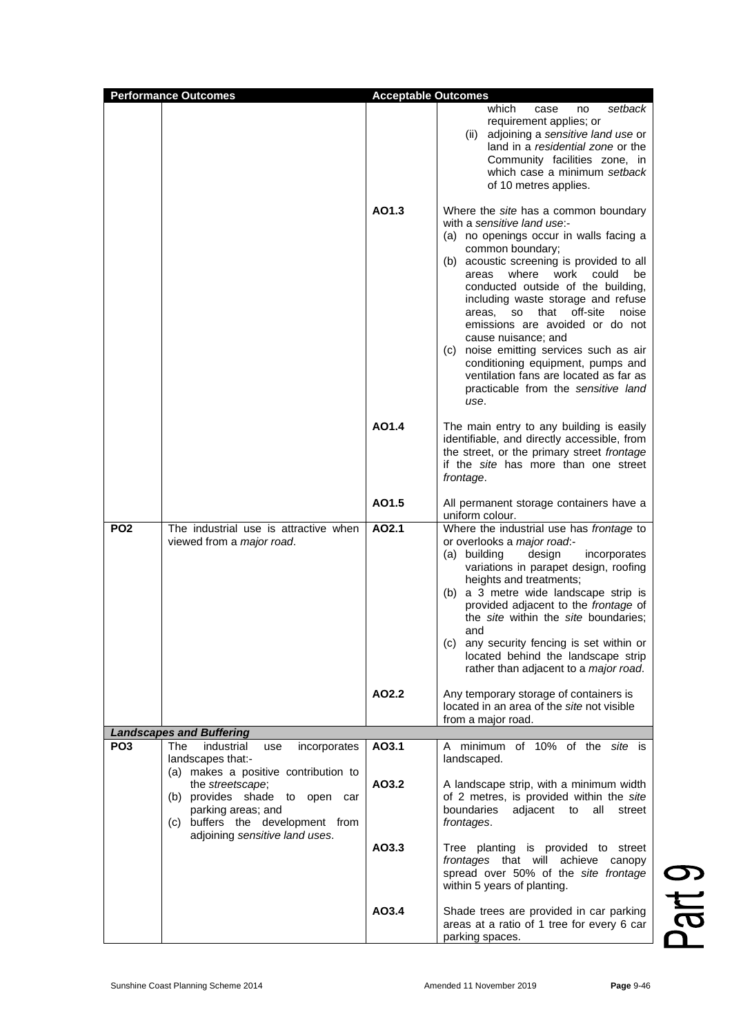| Performance Outcomes | | Acceptable Outcomes | |
|---|---|---|---|
| | | | which case no *setback* requirement applies; or<br>(ii) adjoining a *sensitive land use* or land in a *residential zone* or the Community facilities zone, in which case a minimum *setback* of 10 metres applies. |
| | | AO1.3 | Where the *site* has a common boundary with a *sensitive land use*:-<br>(a) no openings occur in walls facing a common boundary;<br>(b) acoustic screening is provided to all areas where work could be conducted outside of the building, including waste storage and refuse areas, so that off-site noise emissions are avoided or do not cause nuisance; and<br>(c) noise emitting services such as air conditioning equipment, pumps and ventilation fans are located as far as practicable from the *sensitive land use*. |
| | | AO1.4 | The main entry to any building is easily identifiable, and directly accessible, from the street, or the primary street *frontage* if the *site* has more than one street *frontage*. |
| | | AO1.5 | All permanent storage containers have a uniform colour. |
| **PO2** | The industrial use is attractive when viewed from a *major road*. | **AO2.1** | Where the industrial use has *frontage* to or overlooks a *major road*:-<br>(a) building design incorporates variations in parapet design, roofing heights and treatments;<br>(b) a 3 metre wide landscape strip is provided adjacent to the *frontage* of the *site* within the *site* boundaries; and<br>(c) any security fencing is set within or located behind the landscape strip rather than adjacent to a *major road*. |
| | | AO2.2 | Any temporary storage of containers is located in an area of the *site* not visible from a major road. |
| ***Landscapes and Buffering*** | | | |
| **PO3** | The industrial use incorporates landscapes that:-<br>(a) makes a positive contribution to the *streetscape*;<br>(b) provides shade to open car parking areas; and<br>(c) buffers the development from adjoining *sensitive land uses*. | AO3.1 | A minimum of 10% of the *site* is landscaped. |
| | | AO3.2 | A landscape strip, with a minimum width of 2 metres, is provided within the *site* boundaries adjacent to all street *frontages*. |
| | | AO3.3 | Tree planting is provided to street *frontages* that will achieve canopy spread over 50% of the *site frontage* within 5 years of planting. |
| | | AO3.4 | Shade trees are provided in car parking areas at a ratio of 1 tree for every 6 car parking spaces. |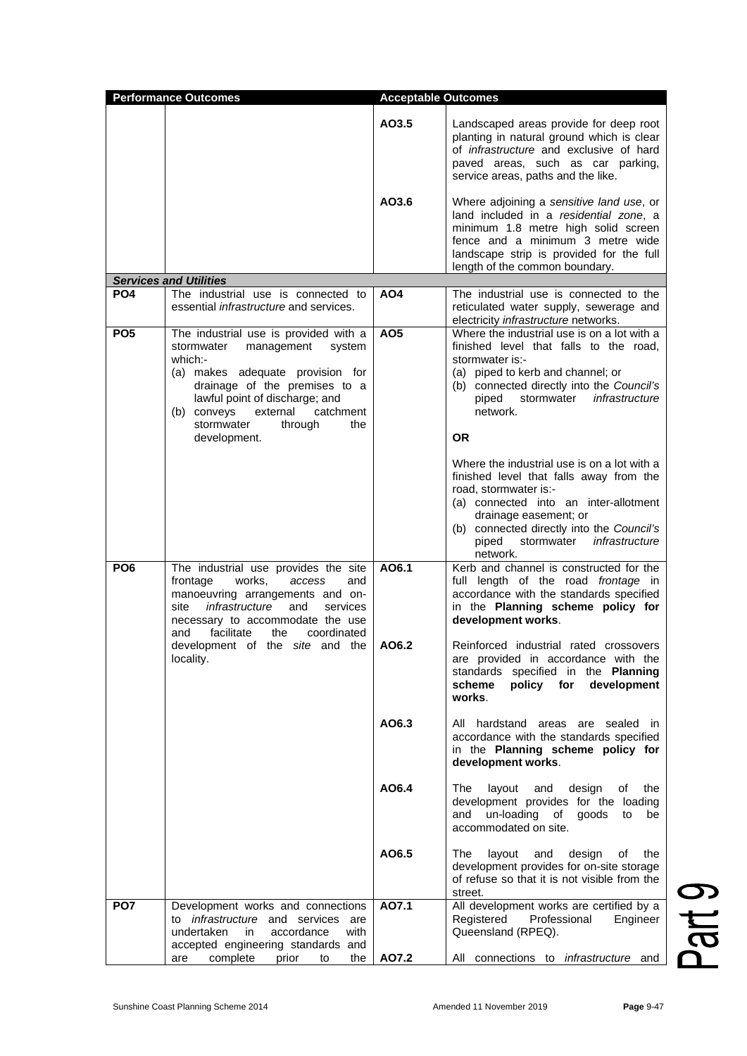| Performance Outcomes | | Acceptable Outcomes | |
|---|---|---|---|
| | | AO3.5 | Landscaped areas provide for deep root planting in natural ground which is clear of *infrastructure* and exclusive of hard paved areas, such as car parking, service areas, paths and the like. |
| | | AO3.6 | Where adjoining a *sensitive land use*, or land included in a *residential zone*, a minimum 1.8 metre high solid screen fence and a minimum 3 metre wide landscape strip is provided for the full length of the common boundary. |
| ***Services and Utilities*** | | | |
| **PO4** | The industrial use is connected to essential *infrastructure* and services. | **AO4** | The industrial use is connected to the reticulated water supply, sewerage and electricity *infrastructure* networks. |
| **PO5** | The industrial use is provided with a stormwater management system which:-<br>(a) makes adequate provision for drainage of the premises to a lawful point of discharge; and<br>(b) conveys external catchment stormwater through the development. | **AO5** | Where the industrial use is on a lot with a finished level that falls to the road, stormwater is:-<br>(a) piped to kerb and channel; or<br>(b) connected directly into the *Council's* piped stormwater *infrastructure* network.<br><br>**OR**<br><br>Where the industrial use is on a lot with a finished level that falls away from the road, stormwater is:-<br>(a) connected into an inter-allotment drainage easement; or<br>(b) connected directly into the *Council's* piped stormwater *infrastructure* network. |
| **PO6** | The industrial use provides the site frontage works, *access* and manoeuvring arrangements and on-site *infrastructure* and services necessary to accommodate the use and facilitate the coordinated development of the *site* and the locality. | **AO6.1** | Kerb and channel is constructed for the full length of the road *frontage* in accordance with the standards specified in the **Planning scheme policy for development works**. |
| | | **AO6.2** | Reinforced industrial rated crossovers are provided in accordance with the standards specified in the **Planning scheme policy for development works**. |
| | | **AO6.3** | All hardstand areas are sealed in accordance with the standards specified in the **Planning scheme policy for development works**. |
| | | **AO6.4** | The layout and design of the development provides for the loading and un-loading of goods to be accommodated on site. |
| | | **AO6.5** | The layout and design of the development provides for on-site storage of refuse so that it is not visible from the street. |
| **PO7** | Development works and connections to *infrastructure* and services are undertaken in accordance with accepted engineering standards and are complete prior to the | **AO7.1** | All development works are certified by a Registered Professional Engineer Queensland (RPEQ). |
| | | **AO7.2** | All connections to *infrastructure* and |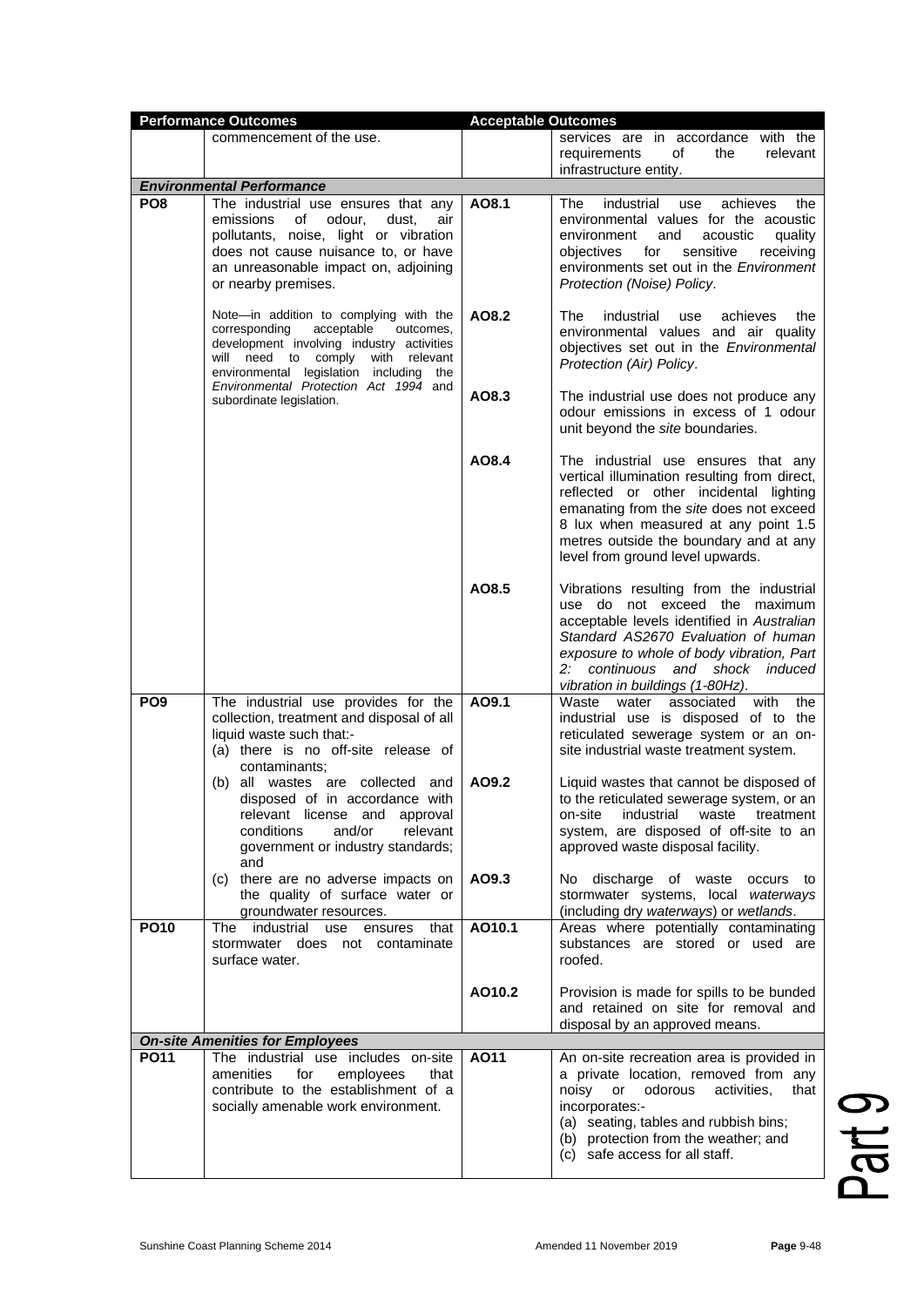| Performance Outcomes | | Acceptable Outcomes | |
|---|---|---|---|
| | commencement of the use. | | services are in accordance with the requirements of the relevant infrastructure entity. |
| ***Environmental Performance*** | | | |
| **PO8** | The industrial use ensures that any emissions of odour, dust, air pollutants, noise, light or vibration does not cause nuisance to, or have an unreasonable impact on, adjoining or nearby premises.<br><br>Note—in addition to complying with the corresponding acceptable outcomes, development involving industry activities will need to comply with relevant environmental legislation including the *Environmental Protection Act 1994* and subordinate legislation. | **AO8.1** | The industrial use achieves the environmental values for the acoustic environment and acoustic quality objectives for sensitive receiving environments set out in the *Environment Protection (Noise) Policy*. |
| | | **AO8.2** | The industrial use achieves the environmental values and air quality objectives set out in the *Environmental Protection (Air) Policy*. |
| | | **AO8.3** | The industrial use does not produce any odour emissions in excess of 1 odour unit beyond the *site* boundaries. |
| | | **AO8.4** | The industrial use ensures that any vertical illumination resulting from direct, reflected or other incidental lighting emanating from the *site* does not exceed 8 lux when measured at any point 1.5 metres outside the boundary and at any level from ground level upwards. |
| | | **AO8.5** | Vibrations resulting from the industrial use do not exceed the maximum acceptable levels identified in *Australian Standard AS2670 Evaluation of human exposure to whole of body vibration, Part 2: continuous and shock induced vibration in buildings (1-80Hz)*. |
| **PO9** | The industrial use provides for the collection, treatment and disposal of all liquid waste such that:-<br>(a) there is no off-site release of contaminants; | **AO9.1** | Waste water associated with the industrial use is disposed of to the reticulated sewerage system or an on-site industrial waste treatment system. |
| | (b) all wastes are collected and disposed of in accordance with relevant license and approval conditions and/or relevant government or industry standards; and | **AO9.2** | Liquid wastes that cannot be disposed of to the reticulated sewerage system, or an on-site industrial waste treatment system, are disposed of off-site to an approved waste disposal facility. |
| | (c) there are no adverse impacts on the quality of surface water or groundwater resources. | **AO9.3** | No discharge of waste occurs to stormwater systems, local *waterways* (including dry *waterways*) or *wetlands*. |
| **PO10** | The industrial use ensures that stormwater does not contaminate surface water. | **AO10.1** | Areas where potentially contaminating substances are stored or used are roofed. |
| | | **AO10.2** | Provision is made for spills to be bunded and retained on site for removal and disposal by an approved means. |
| ***On-site Amenities for Employees*** | | | |
| **PO11** | The industrial use includes on-site amenities for employees that contribute to the establishment of a socially amenable work environment. | **AO11** | An on-site recreation area is provided in a private location, removed from any noisy or odorous activities, that incorporates:-<br>(a) seating, tables and rubbish bins;<br>(b) protection from the weather; and<br>(c) safe access for all staff. |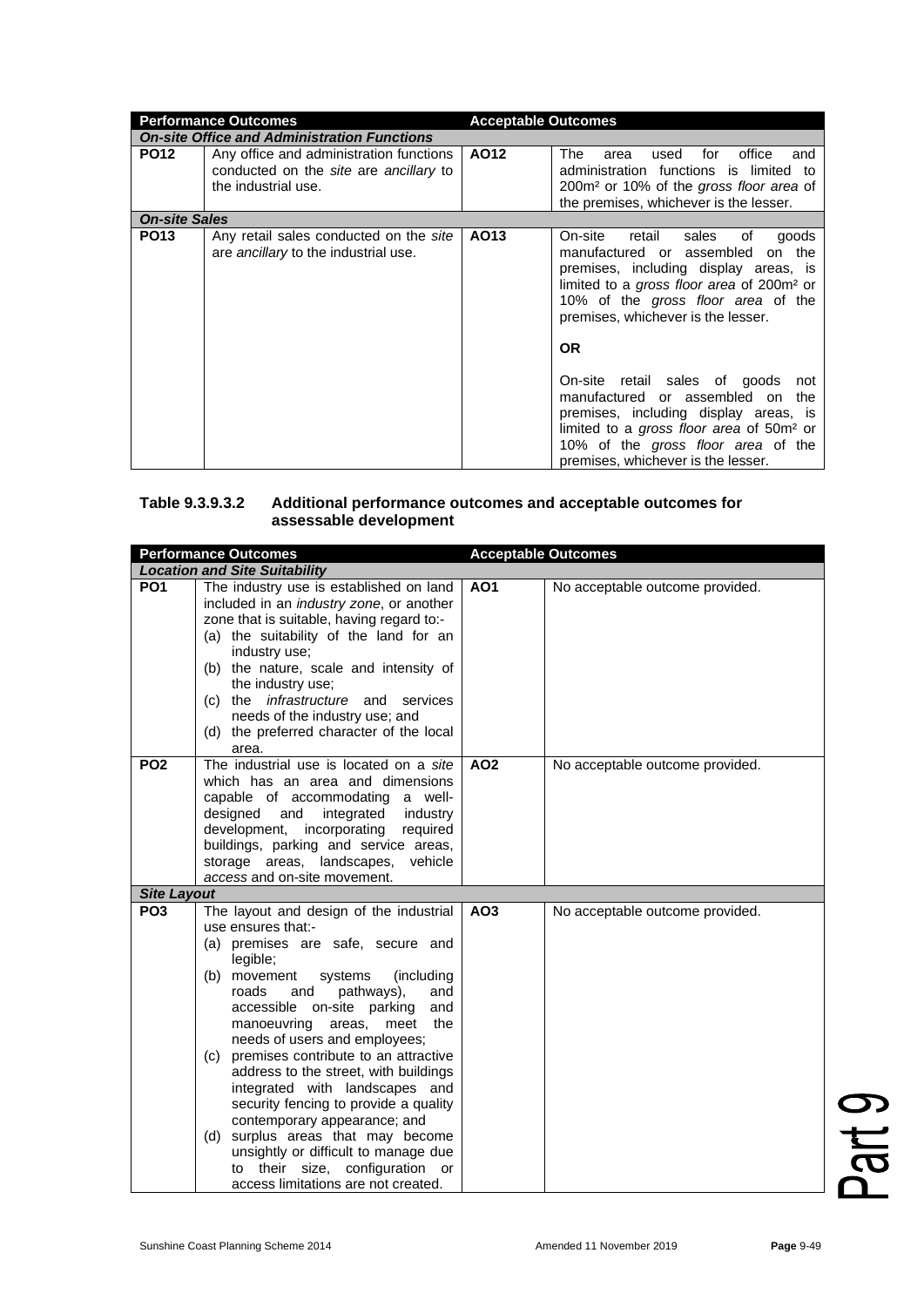| Performance Outcomes | | Acceptable Outcomes | |
|---|---|---|---|
| ***On-site Office and Administration Functions*** | | | |
| **PO12** | Any office and administration functions conducted on the *site* are *ancillary* to the industrial use. | **AO12** | The area used for office and administration functions is limited to 200m² or 10% of the *gross floor area* of the premises, whichever is the lesser. |
| ***On-site Sales*** | | | |
| **PO13** | Any retail sales conducted on the *site* are *ancillary* to the industrial use. | **AO13** | On-site retail sales of goods manufactured or assembled on the premises, including display areas, is limited to a *gross floor area* of 200m² or 10% of the *gross floor area* of the premises, whichever is the lesser.<br><br>**OR**<br><br>On-site retail sales of goods not manufactured or assembled on the premises, including display areas, is limited to a *gross floor area* of 50m² or 10% of the *gross floor area* of the premises, whichever is the lesser. |

**Table 9.3.9.3.2 Additional performance outcomes and acceptable outcomes for assessable development**

| Performance Outcomes | | Acceptable Outcomes | |
|---|---|---|---|
| ***Location and Site Suitability*** | | | |
| **PO1** | The industry use is established on land included in an *industry zone*, or another zone that is suitable, having regard to:-<br>(a) the suitability of the land for an industry use;<br>(b) the nature, scale and intensity of the industry use;<br>(c) the *infrastructure* and services needs of the industry use; and<br>(d) the preferred character of the local area. | **AO1** | No acceptable outcome provided. |
| **PO2** | The industrial use is located on a *site* which has an area and dimensions capable of accommodating a well-designed and integrated industry development, incorporating required buildings, parking and service areas, storage areas, landscapes, vehicle *access* and on-site movement. | **AO2** | No acceptable outcome provided. |
| ***Site Layout*** | | | |
| **PO3** | The layout and design of the industrial use ensures that:-<br>(a) premises are safe, secure and legible;<br>(b) movement systems (including roads and pathways), and accessible on-site parking and manoeuvring areas, meet the needs of users and employees;<br>(c) premises contribute to an attractive address to the street, with buildings integrated with landscapes and security fencing to provide a quality contemporary appearance; and<br>(d) surplus areas that may become unsightly or difficult to manage due to their size, configuration or access limitations are not created. | **AO3** | No acceptable outcome provided. |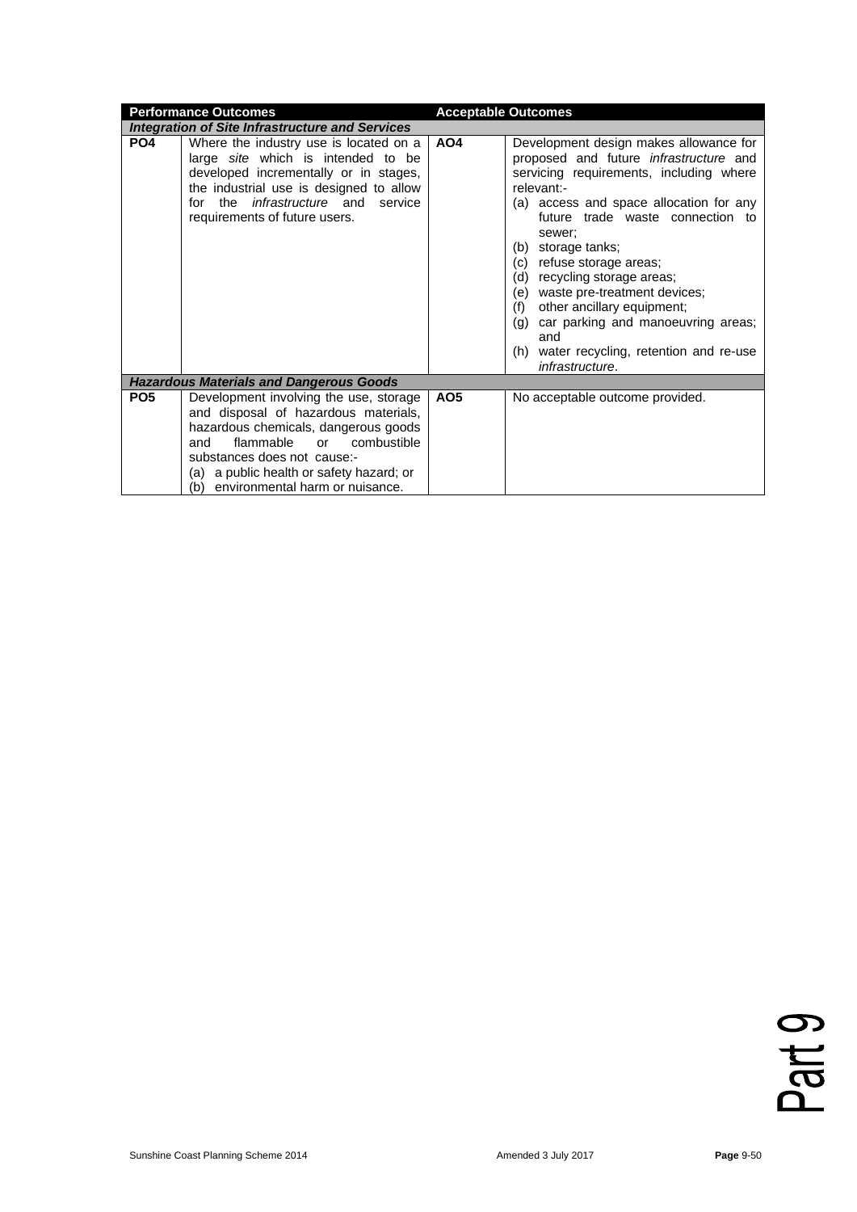| Performance Outcomes | | Acceptable Outcomes | |
|---|---|---|---|
| ***Integration of Site Infrastructure and Services*** | | | |
| **PO4** | Where the industry use is located on a large *site* which is intended to be developed incrementally or in stages, the industrial use is designed to allow for the *infrastructure* and service requirements of future users. | **AO4** | Development design makes allowance for proposed and future *infrastructure* and servicing requirements, including where relevant:-<br>(a) access and space allocation for any future trade waste connection to sewer;<br>(b) storage tanks;<br>(c) refuse storage areas;<br>(d) recycling storage areas;<br>(e) waste pre-treatment devices;<br>(f) other ancillary equipment;<br>(g) car parking and manoeuvring areas; and<br>(h) water recycling, retention and re-use *infrastructure*. |
| ***Hazardous Materials and Dangerous Goods*** | | | |
| **PO5** | Development involving the use, storage and disposal of hazardous materials, hazardous chemicals, dangerous goods and flammable or combustible substances does not cause:-<br>(a) a public health or safety hazard; or<br>(b) environmental harm or nuisance. | **AO5** | No acceptable outcome provided. |